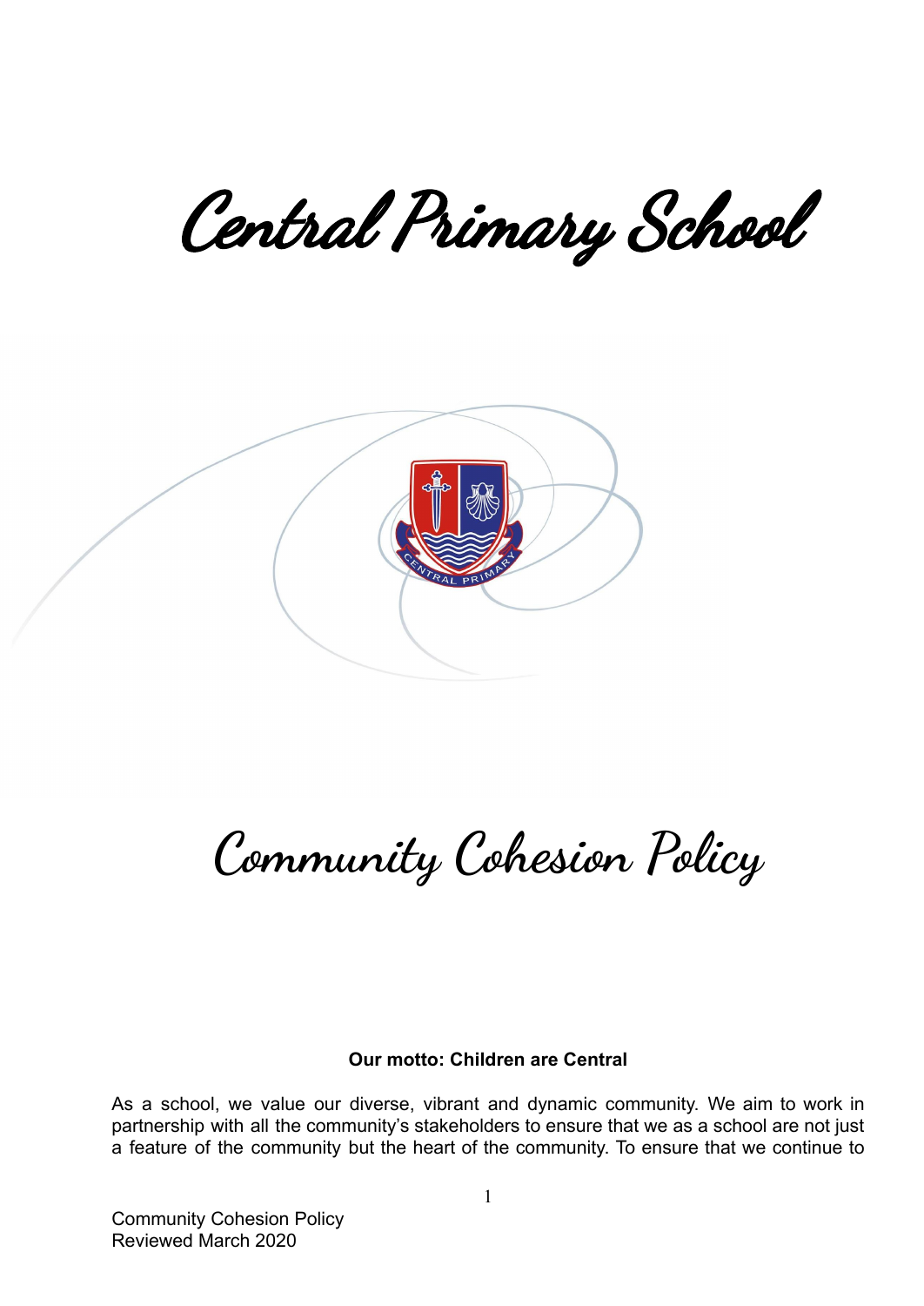# Central Primary School

# Community Cohesion Policy

**Our motto: Children are Central**

As a school, we value our diverse, vibrant and dynamic community. We aim to work in partnership with all the community's stakeholders to ensure that we as a school are not just a feature of the community but the heart of the community. To ensure that we continue to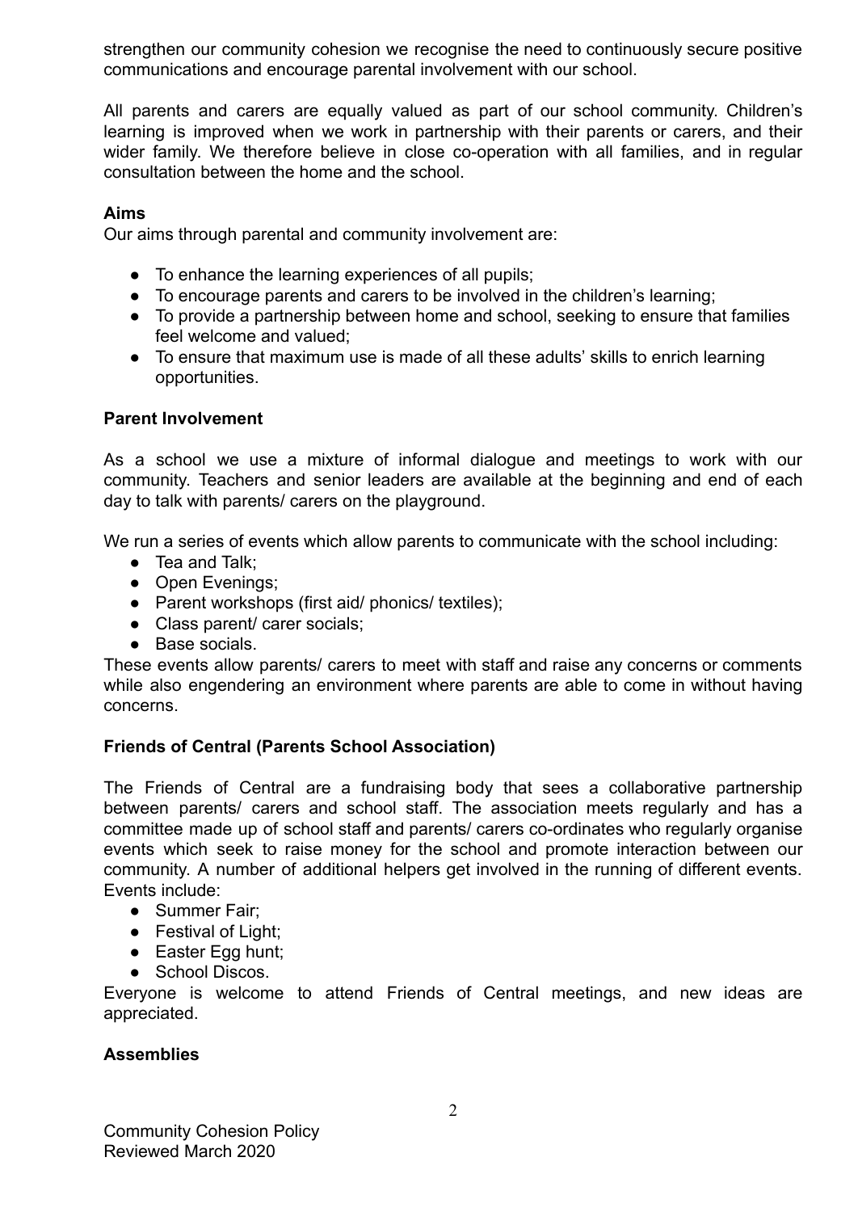strengthen our community cohesion we recognise the need to continuously secure positive communications and encourage parental involvement with our school.

All parents and carers are equally valued as part of our school community. Children's learning is improved when we work in partnership with their parents or carers, and their wider family. We therefore believe in close co-operation with all families, and in regular consultation between the home and the school.

**Aims**

Our aims through parental and community involvement are:

- To enhance the learning experiences of all pupils;
- To encourage parents and carers to be involved in the children's learning;
- To provide a partnership between home and school, seeking to ensure that families feel welcome and valued;
- To ensure that maximum use is made of all these adults' skills to enrich learning opportunities.

**Parent Involvement**

As a school we use a mixture of informal dialogue and meetings to work with our community. Teachers and senior leaders are available at the beginning and end of each day to talk with parents/ carers on the playground.

We run a series of events which allow parents to communicate with the school including:

- Tea and Talk;
- Open Evenings;
- Parent workshops (first aid/ phonics/ textiles);
- Class parent/ carer socials;
- Base socials.

These events allow parents/ carers to meet with staff and raise any concerns or comments while also engendering an environment where parents are able to come in without having concerns.

**Friends of Central (Parents School Association)**

The Friends of Central are a fundraising body that sees a collaborative partnership between parents/ carers and school staff. The association meets regularly and has a committee made up of school staff and parents/ carers co-ordinates who regularly organise events which seek to raise money for the school and promote interaction between our community. A number of additional helpers get involved in the running of different events. Events include:

- Summer Fair;
- Festival of Light;
- Easter Egg hunt;
- School Discos.

Everyone is welcome to attend Friends of Central meetings, and new ideas are appreciated.

**Assemblies**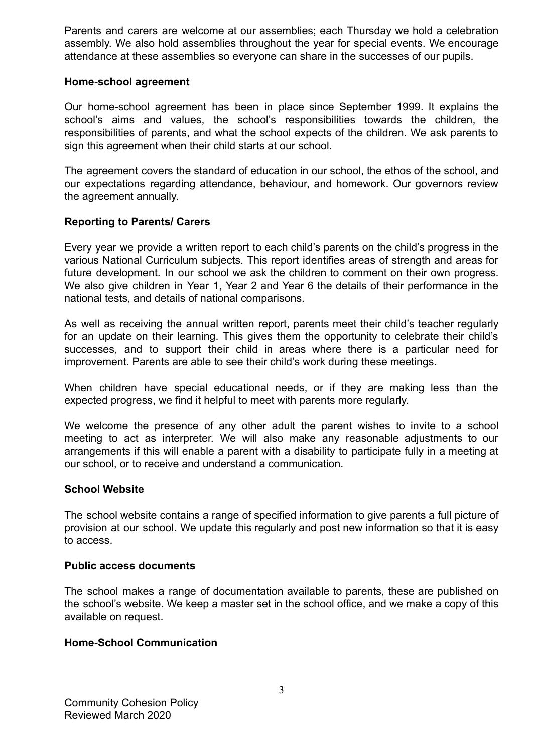Parents and carers are welcome at our assemblies; each Thursday we hold a celebration assembly. We also hold assemblies throughout the year for special events. We encourage attendance at these assemblies so everyone can share in the successes of our pupils.

**Home-school agreement**

Our home-school agreement has been in place since September 1999. It explains the school's aims and values, the school's responsibilities towards the children, the responsibilities of parents, and what the school expects of the children. We ask parents to sign this agreement when their child starts at our school.

The agreement covers the standard of education in our school, the ethos of the school, and our expectations regarding attendance, behaviour, and homework. Our governors review the agreement annually.

**Reporting to Parents/ Carers**

Every year we provide a written report to each child's parents on the child's progress in the various National Curriculum subjects. This report identifies areas of strength and areas for future development. In our school we ask the children to comment on their own progress. We also give children in Year 1, Year 2 and Year 6 the details of their performance in the national tests, and details of national comparisons.

As well as receiving the annual written report, parents meet their child's teacher regularly for an update on their learning. This gives them the opportunity to celebrate their child's successes, and to support their child in areas where there is a particular need for improvement. Parents are able to see their child's work during these meetings.

When children have special educational needs, or if they are making less than the expected progress, we find it helpful to meet with parents more regularly.

We welcome the presence of any other adult the parent wishes to invite to a school meeting to act as interpreter. We will also make any reasonable adjustments to our arrangements if this will enable a parent with a disability to participate fully in a meeting at our school, or to receive and understand a communication.

**School Website**

The school website contains a range of specified information to give parents a full picture of provision at our school. We update this regularly and post new information so that it is easy to access.

**Public access documents**

The school makes a range of documentation available to parents, these are published on the school's website. We keep a master set in the school office, and we make a copy of this available on request.

**Home-School Communication**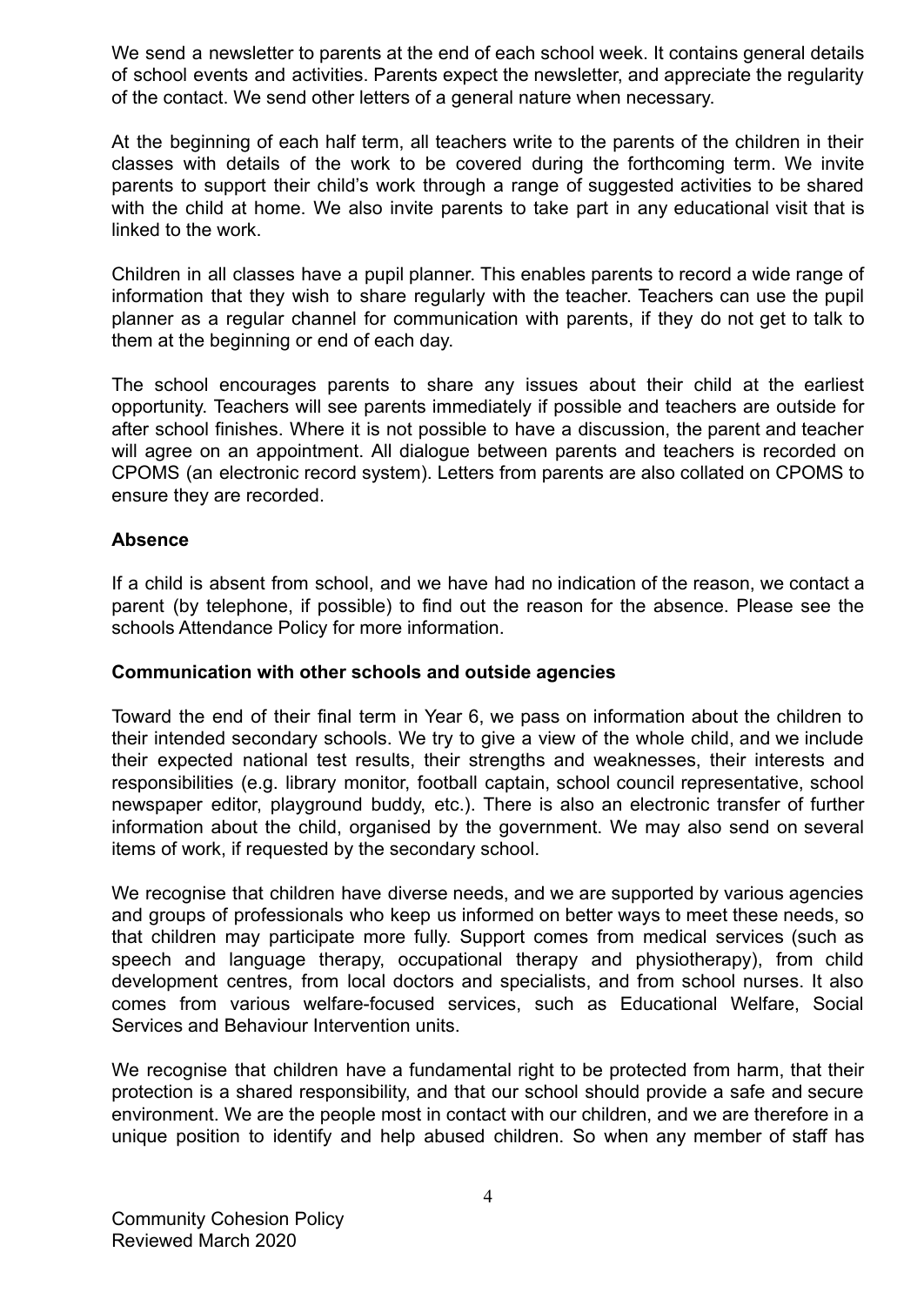We send a newsletter to parents at the end of each school week. It contains general details of school events and activities. Parents expect the newsletter, and appreciate the regularity of the contact. We send other letters of a general nature when necessary.

At the beginning of each half term, all teachers write to the parents of the children in their classes with details of the work to be covered during the forthcoming term. We invite parents to support their child's work through a range of suggested activities to be shared with the child at home. We also invite parents to take part in any educational visit that is linked to the work.

Children in all classes have a pupil planner. This enables parents to record a wide range of information that they wish to share regularly with the teacher. Teachers can use the pupil planner as a regular channel for communication with parents, if they do not get to talk to them at the beginning or end of each day.

The school encourages parents to share any issues about their child at the earliest opportunity. Teachers will see parents immediately if possible and teachers are outside for after school finishes. Where it is not possible to have a discussion, the parent and teacher will agree on an appointment. All dialogue between parents and teachers is recorded on CPOMS (an electronic record system). Letters from parents are also collated on CPOMS to ensure they are recorded.

**Absence**

If a child is absent from school, and we have had no indication of the reason, we contact a parent (by telephone, if possible) to find out the reason for the absence. Please see the schools Attendance Policy for more information.

**Communication with other schools and outside agencies**

Toward the end of their final term in Year 6, we pass on information about the children to their intended secondary schools. We try to give a view of the whole child, and we include their expected national test results, their strengths and weaknesses, their interests and responsibilities (e.g. library monitor, football captain, school council representative, school newspaper editor, playground buddy, etc.). There is also an electronic transfer of further information about the child, organised by the government. We may also send on several items of work, if requested by the secondary school.

We recognise that children have diverse needs, and we are supported by various agencies and groups of professionals who keep us informed on better ways to meet these needs, so that children may participate more fully. Support comes from medical services (such as speech and language therapy, occupational therapy and physiotherapy), from child development centres, from local doctors and specialists, and from school nurses. It also comes from various welfare-focused services, such as Educational Welfare, Social Services and Behaviour Intervention units.

We recognise that children have a fundamental right to be protected from harm, that their protection is a shared responsibility, and that our school should provide a safe and secure environment. We are the people most in contact with our children, and we are therefore in a unique position to identify and help abused children. So when any member of staff has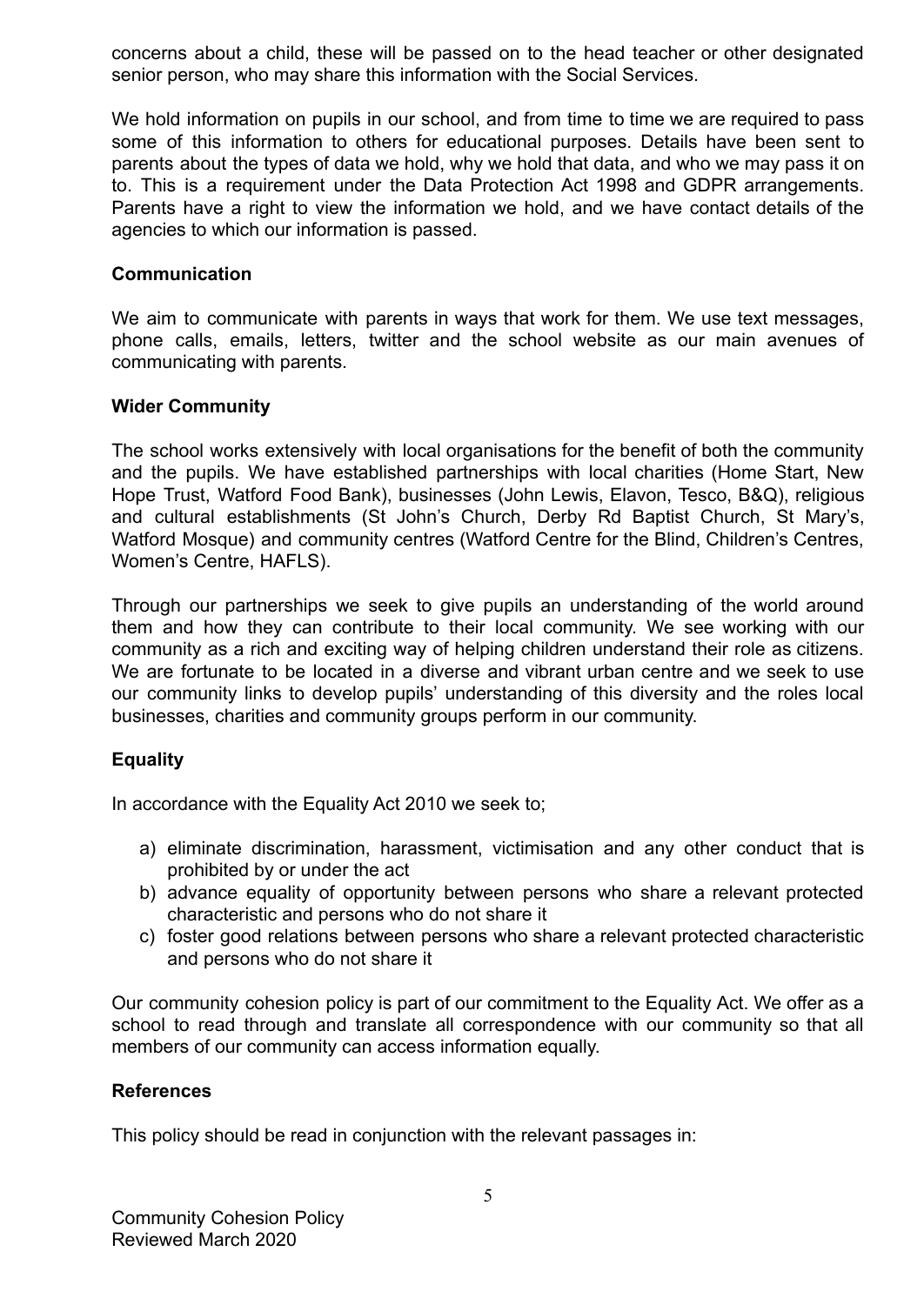concerns about a child, these will be passed on to the head teacher or other designated senior person, who may share this information with the Social Services.

We hold information on pupils in our school, and from time to time we are required to pass some of this information to others for educational purposes. Details have been sent to parents about the types of data we hold, why we hold that data, and who we may pass it on to. This is a requirement under the Data Protection Act 1998 and GDPR arrangements. Parents have a right to view the information we hold, and we have contact details of the agencies to which our information is passed.

**Communication**

We aim to communicate with parents in ways that work for them. We use text messages, phone calls, emails, letters, twitter and the school website as our main avenues of communicating with parents.

**Wider Community**

The school works extensively with local organisations for the benefit of both the community and the pupils. We have established partnerships with local charities (Home Start, New Hope Trust, Watford Food Bank), businesses (John Lewis, Elavon, Tesco, B&Q), religious and cultural establishments (St John's Church, Derby Rd Baptist Church, St Mary's, Watford Mosque) and community centres (Watford Centre for the Blind, Children's Centres, Women's Centre, HAFLS).

Through our partnerships we seek to give pupils an understanding of the world around them and how they can contribute to their local community. We see working with our community as a rich and exciting way of helping children understand their role as citizens. We are fortunate to be located in a diverse and vibrant urban centre and we seek to use our community links to develop pupils' understanding of this diversity and the roles local businesses, charities and community groups perform in our community.

**Equality**

In accordance with the Equality Act 2010 we seek to;

a) eliminate discrimination, harassment, victimisation and any other conduct that is prohibited by or under the act
b) advance equality of opportunity between persons who share a relevant protected characteristic and persons who do not share it
c) foster good relations between persons who share a relevant protected characteristic and persons who do not share it

Our community cohesion policy is part of our commitment to the Equality Act. We offer as a school to read through and translate all correspondence with our community so that all members of our community can access information equally.

**References**

This policy should be read in conjunction with the relevant passages in: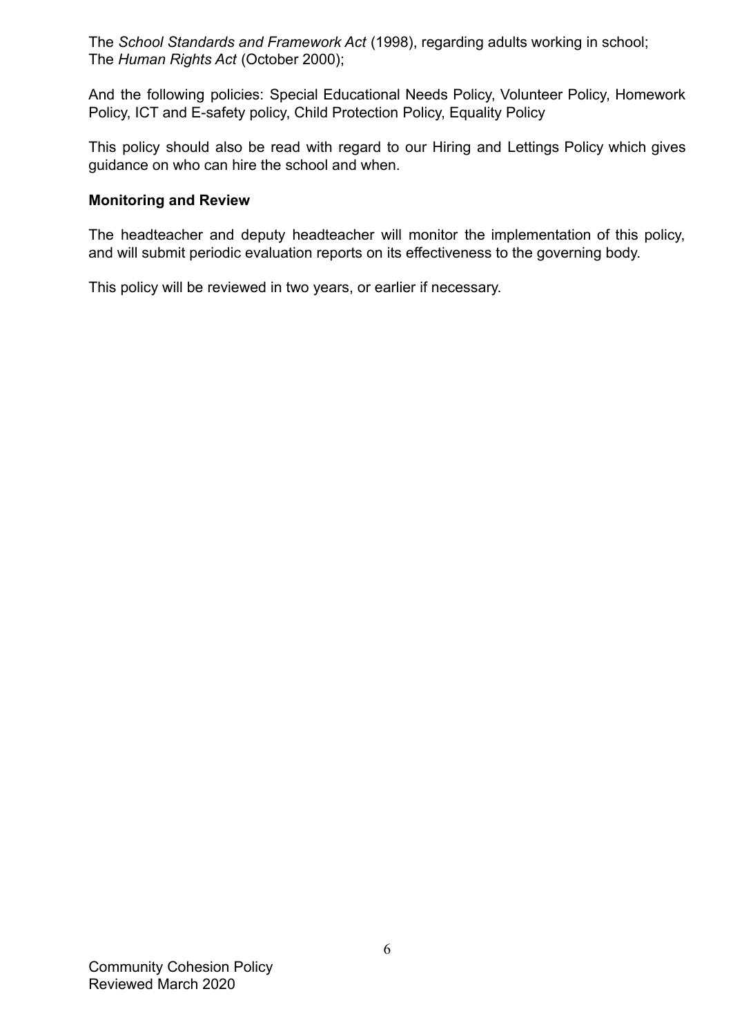The *School Standards and Framework Act* (1998), regarding adults working in school;
The *Human Rights Act* (October 2000);

And the following policies: Special Educational Needs Policy, Volunteer Policy, Homework Policy, ICT and E-safety policy, Child Protection Policy, Equality Policy

This policy should also be read with regard to our Hiring and Lettings Policy which gives guidance on who can hire the school and when.

**Monitoring and Review**

The headteacher and deputy headteacher will monitor the implementation of this policy, and will submit periodic evaluation reports on its effectiveness to the governing body.

This policy will be reviewed in two years, or earlier if necessary.